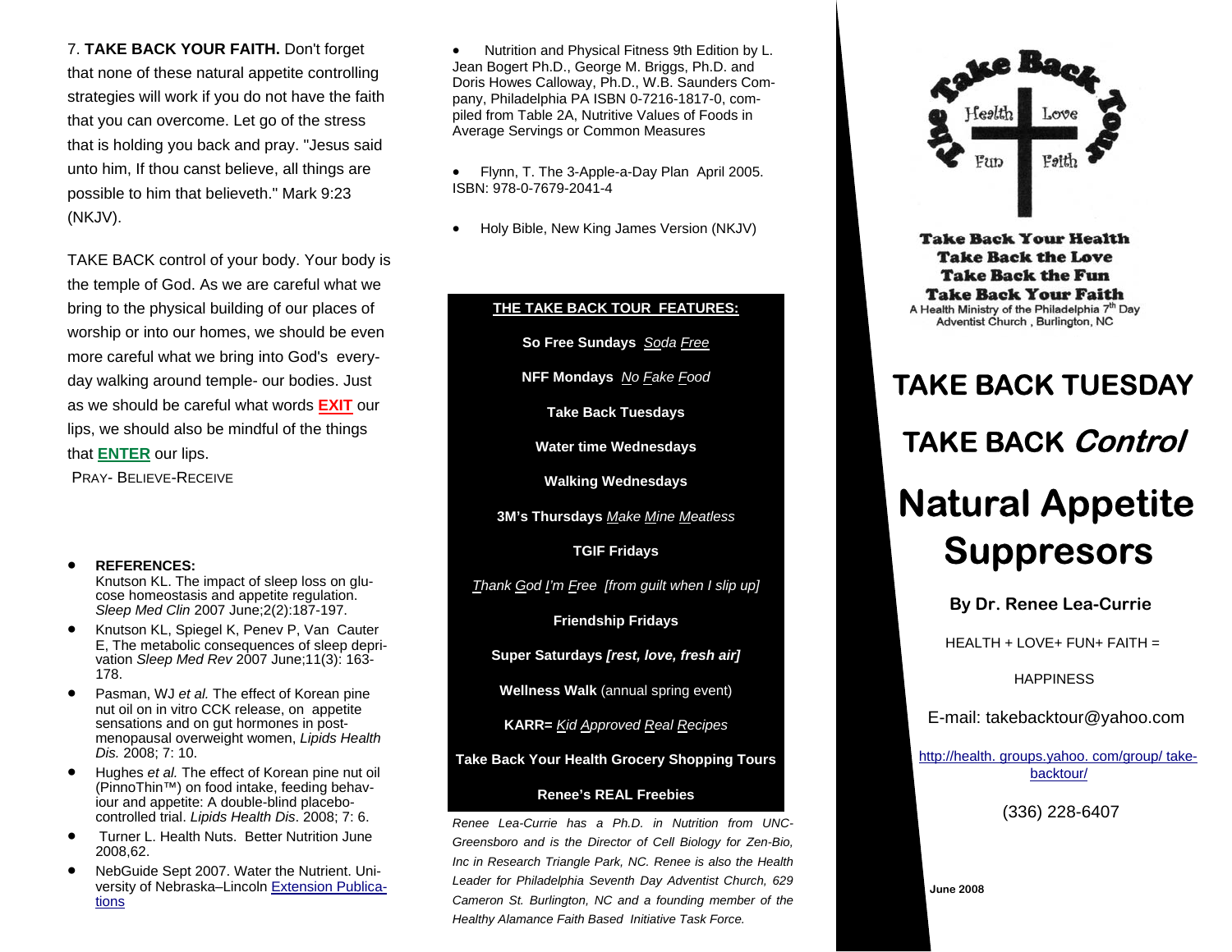7. **TAKE BACK YOUR FAITH.** Don't forget that none of these natural appetite controlling strategies will work if you do not have the faith that you can overcome. Let go of the stress that is holding you back and pray. "Jesus said unto him, If thou canst believe, all things are possible to him that believeth." Mark 9:23 (NKJV).

TAKE BACK control of your body. Your body is the temple of God. As we are careful what we bring to the physical building of our places of worship or into our homes, we should be even more careful what we bring into God's every-day walking around temple- our bodies. Just as we should be careful what words **EXIT** our lips, we should also be mindful of the things that **ENTER** our lips.

PRAY- BELIEVE-RECEIVE

- **REFERENCES:**
  Knutson KL. The impact of sleep loss on glucose homeostasis and appetite regulation. *Sleep Med Clin* 2007 June;2(2):187-197.
- Knutson KL, Spiegel K, Penev P, Van Cauter E, The metabolic consequences of sleep deprivation *Sleep Med Rev* 2007 June;11(3): 163-178.
- Pasman, WJ *et al.* The effect of Korean pine nut oil on in vitro CCK release, on appetite sensations and on gut hormones in post-menopausal overweight women, *Lipids Health Dis.* 2008; 7: 10.
- Hughes *et al.* The effect of Korean pine nut oil (PinnoThin™) on food intake, feeding behaviour and appetite: A double-blind placebo-controlled trial. *Lipids Health Dis*. 2008; 7: 6.
- Turner L. Health Nuts. Better Nutrition June 2008,62.
- NebGuide Sept 2007. Water the Nutrient. University of Nebraska–Lincoln Extension Publications
- Nutrition and Physical Fitness 9th Edition by L. Jean Bogert Ph.D., George M. Briggs, Ph.D. and Doris Howes Calloway, Ph.D., W.B. Saunders Company, Philadelphia PA ISBN 0-7216-1817-0, compiled from Table 2A, Nutritive Values of Foods in Average Servings or Common Measures
- Flynn, T. The 3-Apple-a-Day Plan April 2005. ISBN: 978-0-7679-2041-4
- Holy Bible, New King James Version (NKJV)

**THE TAKE BACK TOUR FEATURES:**

**So Free Sundays** *Soda Free*

**NFF Mondays** *No Fake Food*

**Take Back Tuesdays**

**Water time Wednesdays**

**Walking Wednesdays**

**3M's Thursdays** *Make Mine Meatless*

**TGIF Fridays**

*Thank God I'm Free [from guilt when I slip up]*

**Friendship Fridays**

**Super Saturdays** ***[rest, love, fresh air]***

**Wellness Walk** (annual spring event)

**KARR=** *Kid Approved Real Recipes*

**Take Back Your Health Grocery Shopping Tours**

**Renee's REAL Freebies**

*Renee Lea-Currie has a Ph.D. in Nutrition from UNC-Greensboro and is the Director of Cell Biology for Zen-Bio, Inc in Research Triangle Park, NC. Renee is also the Health Leader for Philadelphia Seventh Day Adventist Church, 629 Cameron St. Burlington, NC and a founding member of the Healthy Alamance Faith Based Initiative Task Force.*

The Take Back Tour

Health Love Fun Faith

**Take Back Your Health**
**Take Back the Love**
**Take Back the Fun**
**Take Back Your Faith**

A Health Ministry of the Philadelphia 7th Day Adventist Church , Burlington, NC

# TAKE BACK TUESDAY

## TAKE BACK *Control*

# Natural Appetite Suppresors

**By Dr. Renee Lea-Currie**

HEALTH + LOVE+ FUN+ FAITH =

HAPPINESS

E-mail: takebacktour@yahoo.com

http://health. groups.yahoo. com/group/ take-backtour/

(336) 228-6407

June 2008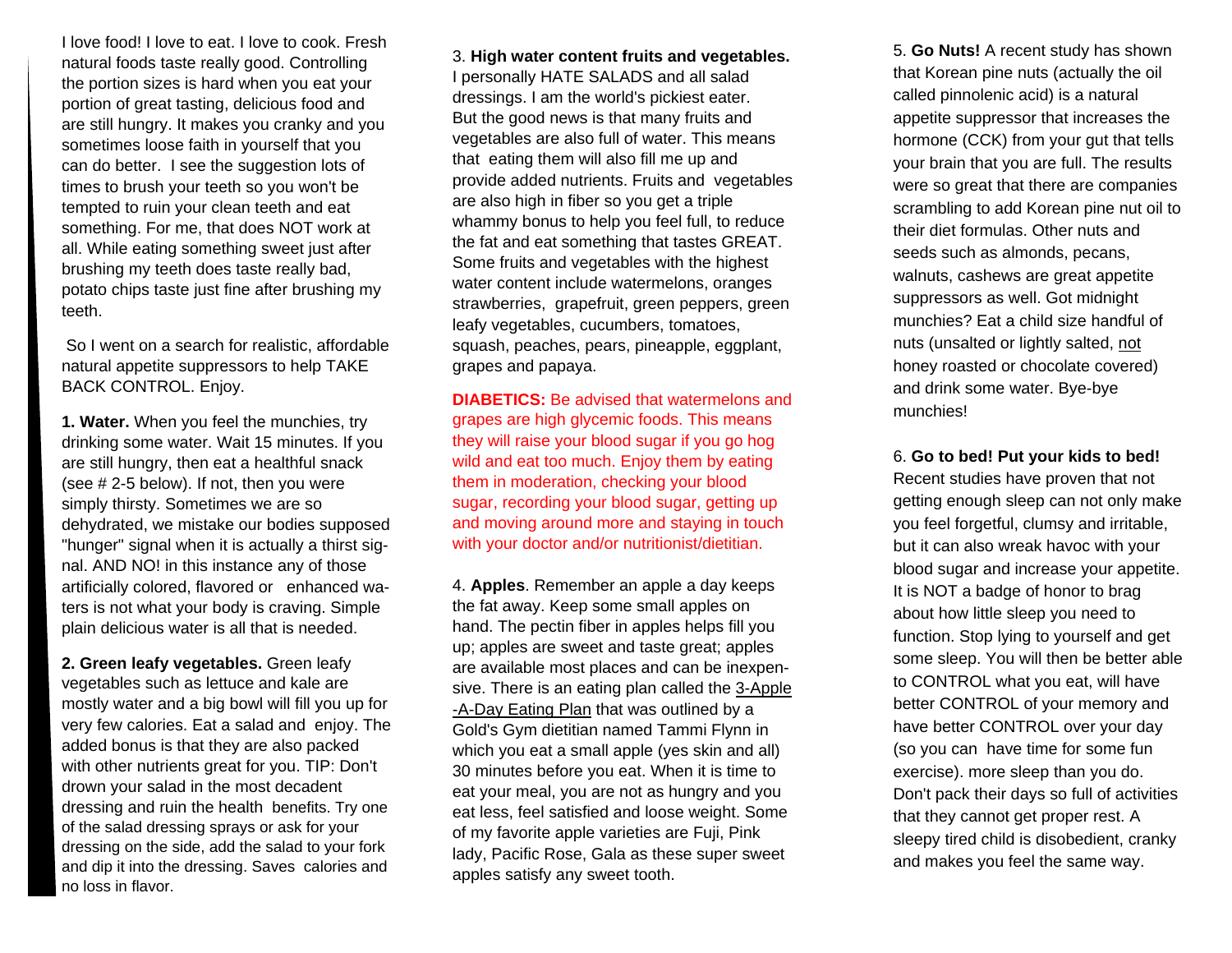I love food! I love to eat. I love to cook. Fresh natural foods taste really good. Controlling the portion sizes is hard when you eat your portion of great tasting, delicious food and are still hungry. It makes you cranky and you sometimes loose faith in yourself that you can do better. I see the suggestion lots of times to brush your teeth so you won't be tempted to ruin your clean teeth and eat something. For me, that does NOT work at all. While eating something sweet just after brushing my teeth does taste really bad, potato chips taste just fine after brushing my teeth.

So I went on a search for realistic, affordable natural appetite suppressors to help TAKE BACK CONTROL. Enjoy.

**1. Water.** When you feel the munchies, try drinking some water. Wait 15 minutes. If you are still hungry, then eat a healthful snack (see # 2-5 below). If not, then you were simply thirsty. Sometimes we are so dehydrated, we mistake our bodies supposed "hunger" signal when it is actually a thirst signal. AND NO! in this instance any of those artificially colored, flavored or enhanced waters is not what your body is craving. Simple plain delicious water is all that is needed.

**2. Green leafy vegetables.** Green leafy vegetables such as lettuce and kale are mostly water and a big bowl will fill you up for very few calories. Eat a salad and enjoy. The added bonus is that they are also packed with other nutrients great for you. TIP: Don't drown your salad in the most decadent dressing and ruin the health benefits. Try one of the salad dressing sprays or ask for your dressing on the side, add the salad to your fork and dip it into the dressing. Saves calories and no loss in flavor.

3. **High water content fruits and vegetables.** I personally HATE SALADS and all salad dressings. I am the world's pickiest eater. But the good news is that many fruits and vegetables are also full of water. This means that eating them will also fill me up and provide added nutrients. Fruits and vegetables are also high in fiber so you get a triple whammy bonus to help you feel full, to reduce the fat and eat something that tastes GREAT. Some fruits and vegetables with the highest water content include watermelons, oranges strawberries, grapefruit, green peppers, green leafy vegetables, cucumbers, tomatoes, squash, peaches, pears, pineapple, eggplant, grapes and papaya.

**DIABETICS:** Be advised that watermelons and grapes are high glycemic foods. This means they will raise your blood sugar if you go hog wild and eat too much. Enjoy them by eating them in moderation, checking your blood sugar, recording your blood sugar, getting up and moving around more and staying in touch with your doctor and/or nutritionist/dietitian.

4. **Apples**. Remember an apple a day keeps the fat away. Keep some small apples on hand. The pectin fiber in apples helps fill you up; apples are sweet and taste great; apples are available most places and can be inexpensive. There is an eating plan called the 3-Apple-A-Day Eating Plan that was outlined by a Gold's Gym dietitian named Tammi Flynn in which you eat a small apple (yes skin and all) 30 minutes before you eat. When it is time to eat your meal, you are not as hungry and you eat less, feel satisfied and loose weight. Some of my favorite apple varieties are Fuji, Pink lady, Pacific Rose, Gala as these super sweet apples satisfy any sweet tooth.

5. **Go Nuts!** A recent study has shown that Korean pine nuts (actually the oil called pinnolenic acid) is a natural appetite suppressor that increases the hormone (CCK) from your gut that tells your brain that you are full. The results were so great that there are companies scrambling to add Korean pine nut oil to their diet formulas. Other nuts and seeds such as almonds, pecans, walnuts, cashews are great appetite suppressors as well. Got midnight munchies? Eat a child size handful of nuts (unsalted or lightly salted, not honey roasted or chocolate covered) and drink some water. Bye-bye munchies!

6. **Go to bed! Put your kids to bed!** Recent studies have proven that not getting enough sleep can not only make you feel forgetful, clumsy and irritable, but it can also wreak havoc with your blood sugar and increase your appetite. It is NOT a badge of honor to brag about how little sleep you need to function. Stop lying to yourself and get some sleep. You will then be better able to CONTROL what you eat, will have better CONTROL of your memory and have better CONTROL over your day (so you can have time for some fun exercise). more sleep than you do. Don't pack their days so full of activities that they cannot get proper rest. A sleepy tired child is disobedient, cranky and makes you feel the same way.